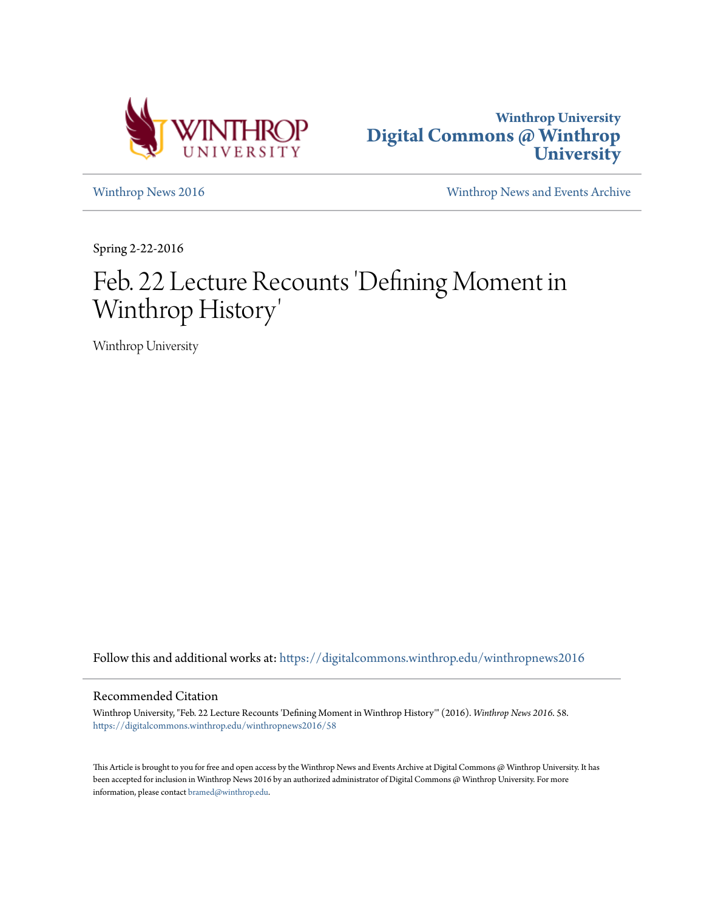Winthrop University
Digital Commons @ Winthrop University

Winthrop News 2016

Winthrop News and Events Archive

Spring 2-22-2016

# Feb. 22 Lecture Recounts 'Defining Moment in Winthrop History'

Winthrop University

Follow this and additional works at: https://digitalcommons.winthrop.edu/winthropnews2016

## Recommended Citation

Winthrop University, "Feb. 22 Lecture Recounts 'Defining Moment in Winthrop History'" (2016). *Winthrop News 2016*. 58.
https://digitalcommons.winthrop.edu/winthropnews2016/58

This Article is brought to you for free and open access by the Winthrop News and Events Archive at Digital Commons @ Winthrop University. It has been accepted for inclusion in Winthrop News 2016 by an authorized administrator of Digital Commons @ Winthrop University. For more information, please contact bramed@winthrop.edu.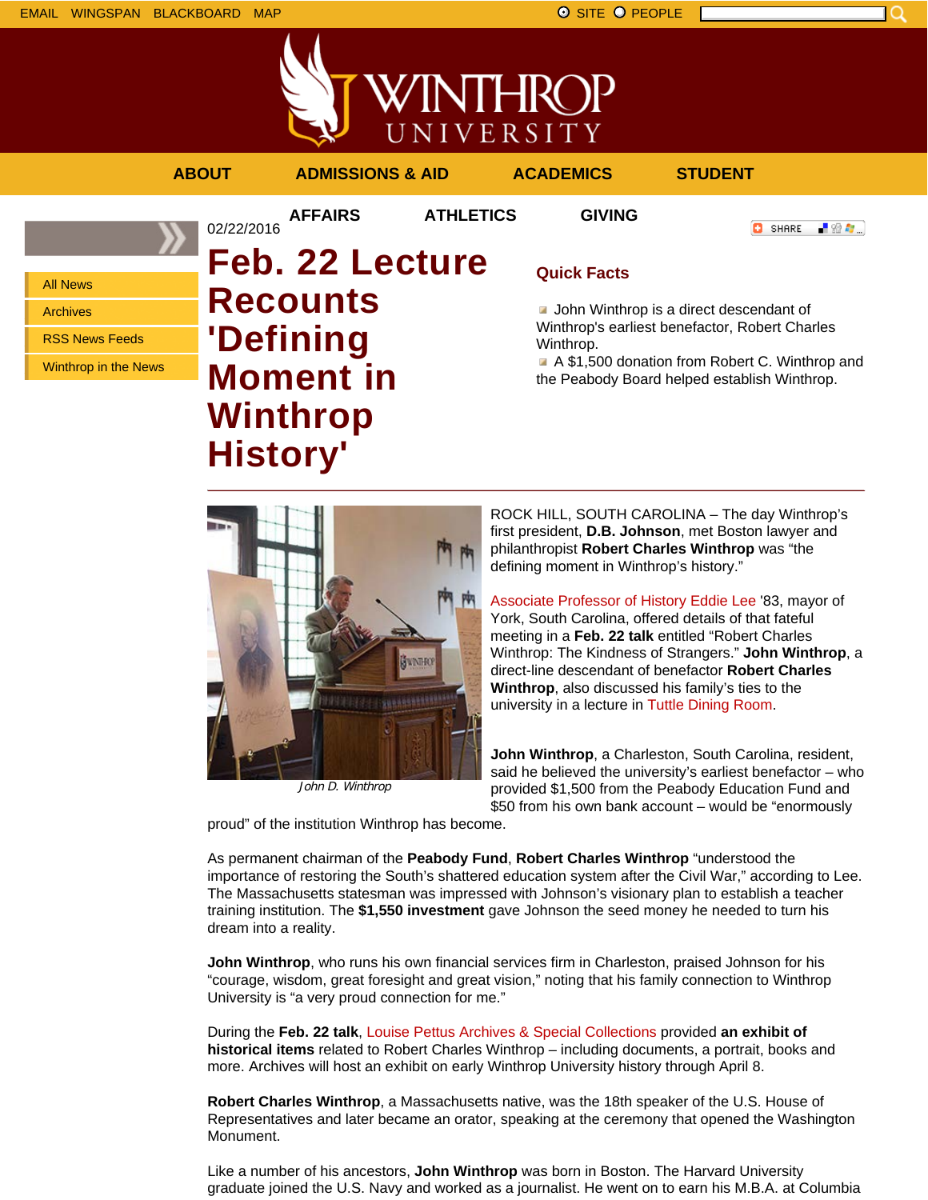EMAIL WINGSPAN BLACKBOARD MAP

SITE PEOPLE

# WINTHROP UNIVERSITY

ABOUT ADMISSIONS & AID ACADEMICS STUDENT AFFAIRS ATHLETICS GIVING

- All News
- Archives
- RSS News Feeds
- Winthrop in the News

02/22/2016

# Feb. 22 Lecture Recounts 'Defining Moment in Winthrop History'

## Quick Facts

- John Winthrop is a direct descendant of Winthrop's earliest benefactor, Robert Charles Winthrop.
- A $1,500 donation from Robert C. Winthrop and the Peabody Board helped establish Winthrop.

*John D. Winthrop*

ROCK HILL, SOUTH CAROLINA – The day Winthrop's first president, **D.B. Johnson**, met Boston lawyer and philanthropist **Robert Charles Winthrop** was "the defining moment in Winthrop's history."

Associate Professor of History Eddie Lee '83, mayor of York, South Carolina, offered details of that fateful meeting in a **Feb. 22 talk** entitled "Robert Charles Winthrop: The Kindness of Strangers." **John Winthrop**, a direct-line descendant of benefactor **Robert Charles Winthrop**, also discussed his family's ties to the university in a lecture in Tuttle Dining Room.

**John Winthrop**, a Charleston, South Carolina, resident, said he believed the university's earliest benefactor – who provided $1,500 from the Peabody Education Fund and $50 from his own bank account – would be "enormously proud" of the institution Winthrop has become.

As permanent chairman of the **Peabody Fund**, **Robert Charles Winthrop** "understood the importance of restoring the South's shattered education system after the Civil War," according to Lee. The Massachusetts statesman was impressed with Johnson's visionary plan to establish a teacher training institution. The **$1,550 investment** gave Johnson the seed money he needed to turn his dream into a reality.

**John Winthrop**, who runs his own financial services firm in Charleston, praised Johnson for his "courage, wisdom, great foresight and great vision," noting that his family connection to Winthrop University is "a very proud connection for me."

During the **Feb. 22 talk**, Louise Pettus Archives & Special Collections provided **an exhibit of historical items** related to Robert Charles Winthrop – including documents, a portrait, books and more. Archives will host an exhibit on early Winthrop University history through April 8.

**Robert Charles Winthrop**, a Massachusetts native, was the 18th speaker of the U.S. House of Representatives and later became an orator, speaking at the ceremony that opened the Washington Monument.

Like a number of his ancestors, **John Winthrop** was born in Boston. The Harvard University graduate joined the U.S. Navy and worked as a journalist. He went on to earn his M.B.A. at Columbia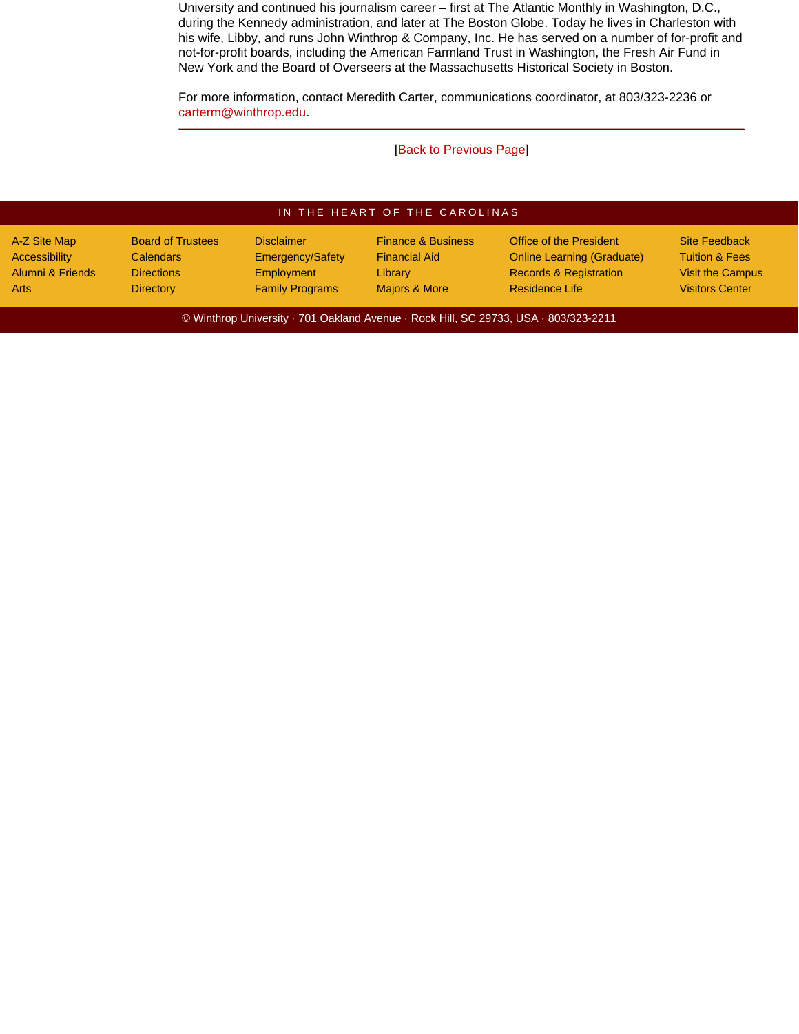University and continued his journalism career – first at The Atlantic Monthly in Washington, D.C., during the Kennedy administration, and later at The Boston Globe. Today he lives in Charleston with his wife, Libby, and runs John Winthrop & Company, Inc. He has served on a number of for-profit and not-for-profit boards, including the American Farmland Trust in Washington, the Fresh Air Fund in New York and the Board of Overseers at the Massachusetts Historical Society in Boston.

For more information, contact Meredith Carter, communications coordinator, at 803/323-2236 or carterm@winthrop.edu.

---

[Back to Previous Page]

IN THE HEART OF THE CAROLINAS

| | | | | | |
|---|---|---|---|---|---|
| A-Z Site Map | Board of Trustees | Disclaimer | Finance & Business | Office of the President | Site Feedback |
| Accessibility | Calendars | Emergency/Safety | Financial Aid | Online Learning (Graduate) | Tuition & Fees |
| Alumni & Friends | Directions | Employment | Library | Records & Registration | Visit the Campus |
| Arts | Directory | Family Programs | Majors & More | Residence Life | Visitors Center |

© Winthrop University · 701 Oakland Avenue · Rock Hill, SC 29733, USA · 803/323-2211